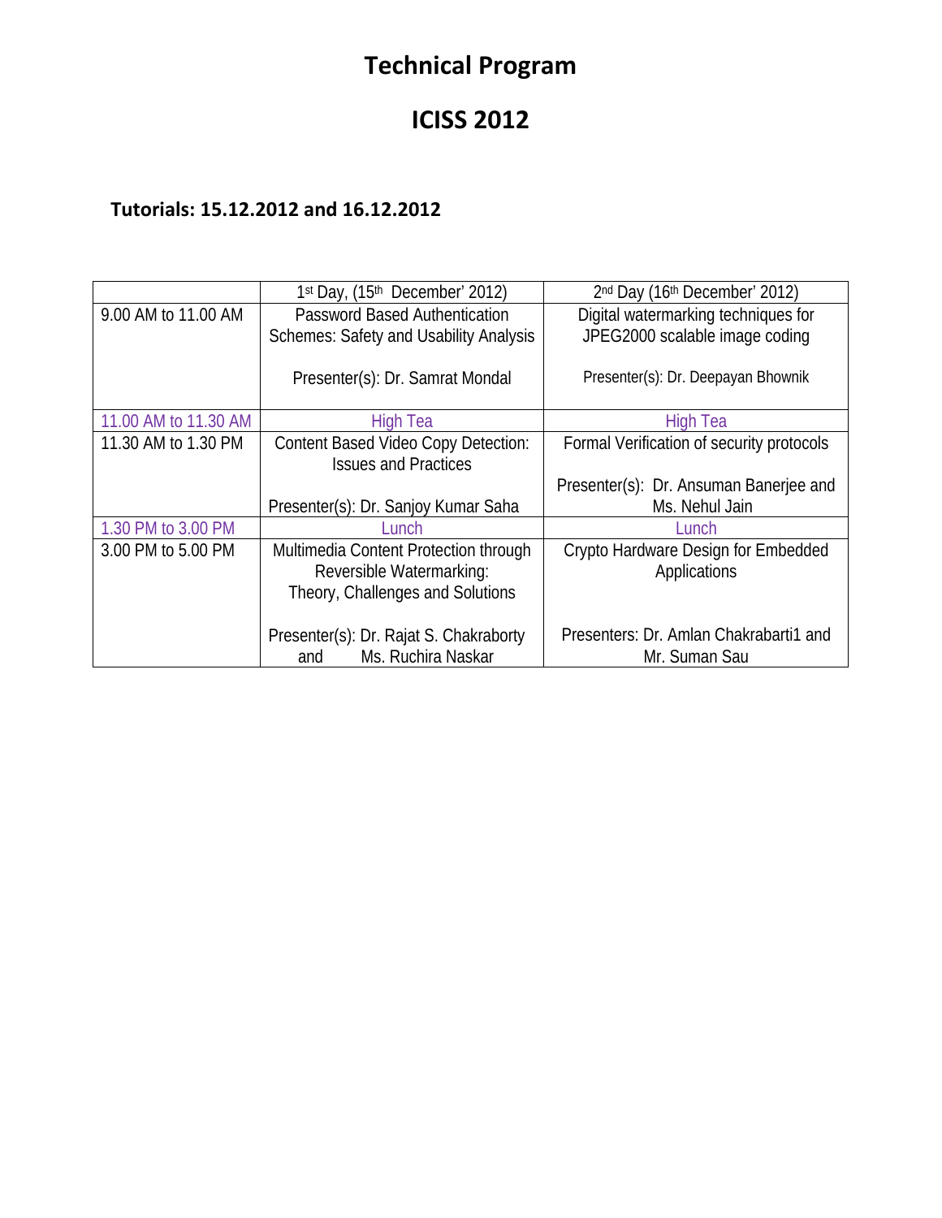# Technical Program

# ICISS 2012

## Tutorials: 15.12.2012 and 16.12.2012

| | 1st Day, (15th December' 2012) | 2nd Day (16th December' 2012) |
|---|---|---|
| 9.00 AM to 11.00 AM | Password Based Authentication Schemes: Safety and Usability Analysis<br><br>Presenter(s): Dr. Samrat Mondal | Digital watermarking techniques for JPEG2000 scalable image coding<br><br>Presenter(s): Dr. Deepayan Bhownik |
| 11.00 AM to 11.30 AM | High Tea | High Tea |
| 11.30 AM to 1.30 PM | Content Based Video Copy Detection: Issues and Practices<br><br>Presenter(s): Dr. Sanjoy Kumar Saha | Formal Verification of security protocols<br><br>Presenter(s): Dr. Ansuman Banerjee and Ms. Nehul Jain |
| 1.30 PM to 3.00 PM | Lunch | Lunch |
| 3.00 PM to 5.00 PM | Multimedia Content Protection through Reversible Watermarking: Theory, Challenges and Solutions<br><br>Presenter(s): Dr. Rajat S. Chakraborty and Ms. Ruchira Naskar | Crypto Hardware Design for Embedded Applications<br><br>Presenters: Dr. Amlan Chakrabarti1 and Mr. Suman Sau |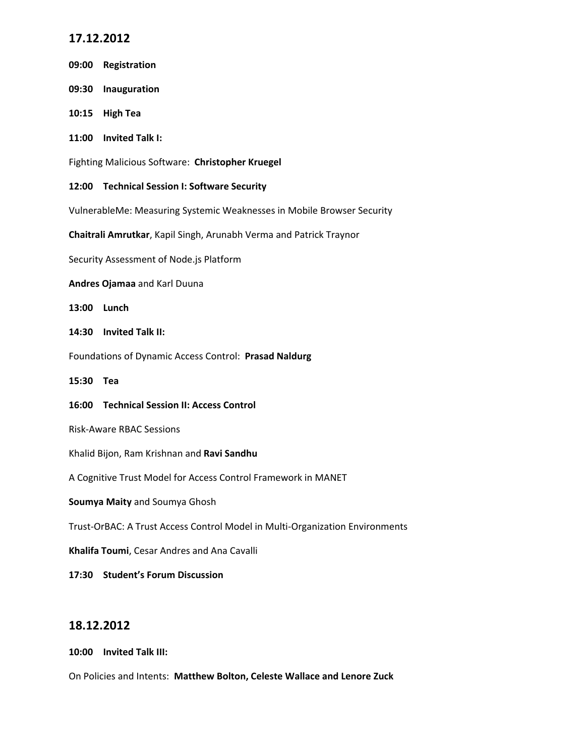## 17.12.2012

**09:00 Registration**

**09:30 Inauguration**

**10:15 High Tea**

**11:00 Invited Talk I:**

Fighting Malicious Software: **Christopher Kruegel**

**12:00 Technical Session I: Software Security**

VulnerableMe: Measuring Systemic Weaknesses in Mobile Browser Security

**Chaitrali Amrutkar**, Kapil Singh, Arunabh Verma and Patrick Traynor

Security Assessment of Node.js Platform

**Andres Ojamaa** and Karl Duuna

**13:00 Lunch**

**14:30 Invited Talk II:**

Foundations of Dynamic Access Control: **Prasad Naldurg**

**15:30 Tea**

**16:00 Technical Session II: Access Control**

Risk-Aware RBAC Sessions

Khalid Bijon, Ram Krishnan and **Ravi Sandhu**

A Cognitive Trust Model for Access Control Framework in MANET

**Soumya Maity** and Soumya Ghosh

Trust-OrBAC: A Trust Access Control Model in Multi-Organization Environments

**Khalifa Toumi**, Cesar Andres and Ana Cavalli

**17:30 Student's Forum Discussion**

## 18.12.2012

**10:00 Invited Talk III:**

On Policies and Intents: **Matthew Bolton, Celeste Wallace and Lenore Zuck**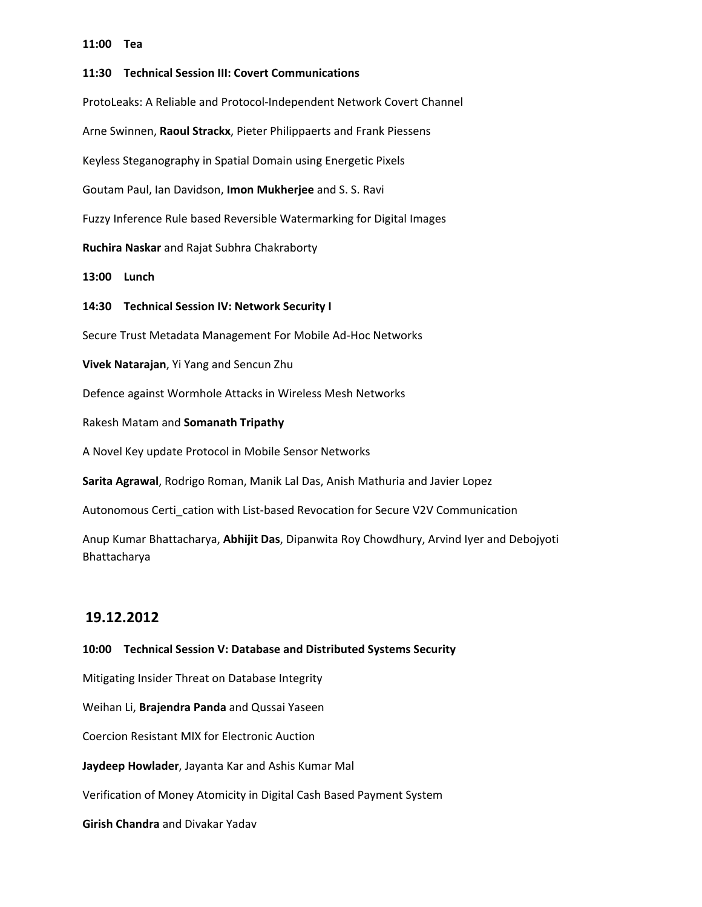**11:00 Tea**

**11:30 Technical Session III: Covert Communications**

ProtoLeaks: A Reliable and Protocol-Independent Network Covert Channel

Arne Swinnen, **Raoul Strackx**, Pieter Philippaerts and Frank Piessens

Keyless Steganography in Spatial Domain using Energetic Pixels

Goutam Paul, Ian Davidson, **Imon Mukherjee** and S. S. Ravi

Fuzzy Inference Rule based Reversible Watermarking for Digital Images

**Ruchira Naskar** and Rajat Subhra Chakraborty

**13:00 Lunch**

**14:30 Technical Session IV: Network Security I**

Secure Trust Metadata Management For Mobile Ad-Hoc Networks

**Vivek Natarajan**, Yi Yang and Sencun Zhu

Defence against Wormhole Attacks in Wireless Mesh Networks

Rakesh Matam and **Somanath Tripathy**

A Novel Key update Protocol in Mobile Sensor Networks

**Sarita Agrawal**, Rodrigo Roman, Manik Lal Das, Anish Mathuria and Javier Lopez

Autonomous Certi_cation with List-based Revocation for Secure V2V Communication

Anup Kumar Bhattacharya, **Abhijit Das**, Dipanwita Roy Chowdhury, Arvind Iyer and Debojyoti Bhattacharya

## 19.12.2012

**10:00 Technical Session V: Database and Distributed Systems Security**

Mitigating Insider Threat on Database Integrity

Weihan Li, **Brajendra Panda** and Qussai Yaseen

Coercion Resistant MIX for Electronic Auction

**Jaydeep Howlader**, Jayanta Kar and Ashis Kumar Mal

Verification of Money Atomicity in Digital Cash Based Payment System

**Girish Chandra** and Divakar Yadav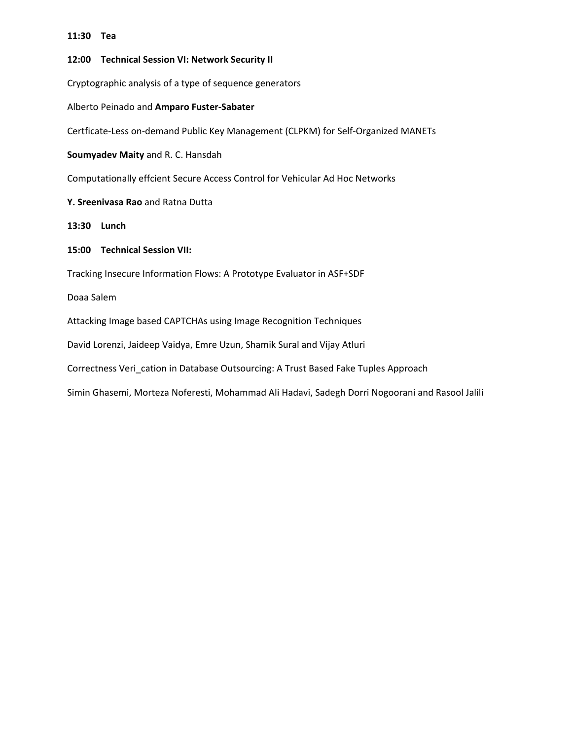**11:30 Tea**

**12:00 Technical Session VI: Network Security II**

Cryptographic analysis of a type of sequence generators

Alberto Peinado and **Amparo Fuster-Sabater**

Certficate-Less on-demand Public Key Management (CLPKM) for Self-Organized MANETs

**Soumyadev Maity** and R. C. Hansdah

Computationally effcient Secure Access Control for Vehicular Ad Hoc Networks

**Y. Sreenivasa Rao** and Ratna Dutta

**13:30 Lunch**

**15:00 Technical Session VII:**

Tracking Insecure Information Flows: A Prototype Evaluator in ASF+SDF

Doaa Salem

Attacking Image based CAPTCHAs using Image Recognition Techniques

David Lorenzi, Jaideep Vaidya, Emre Uzun, Shamik Sural and Vijay Atluri

Correctness Veri_cation in Database Outsourcing: A Trust Based Fake Tuples Approach

Simin Ghasemi, Morteza Noferesti, Mohammad Ali Hadavi, Sadegh Dorri Nogoorani and Rasool Jalili